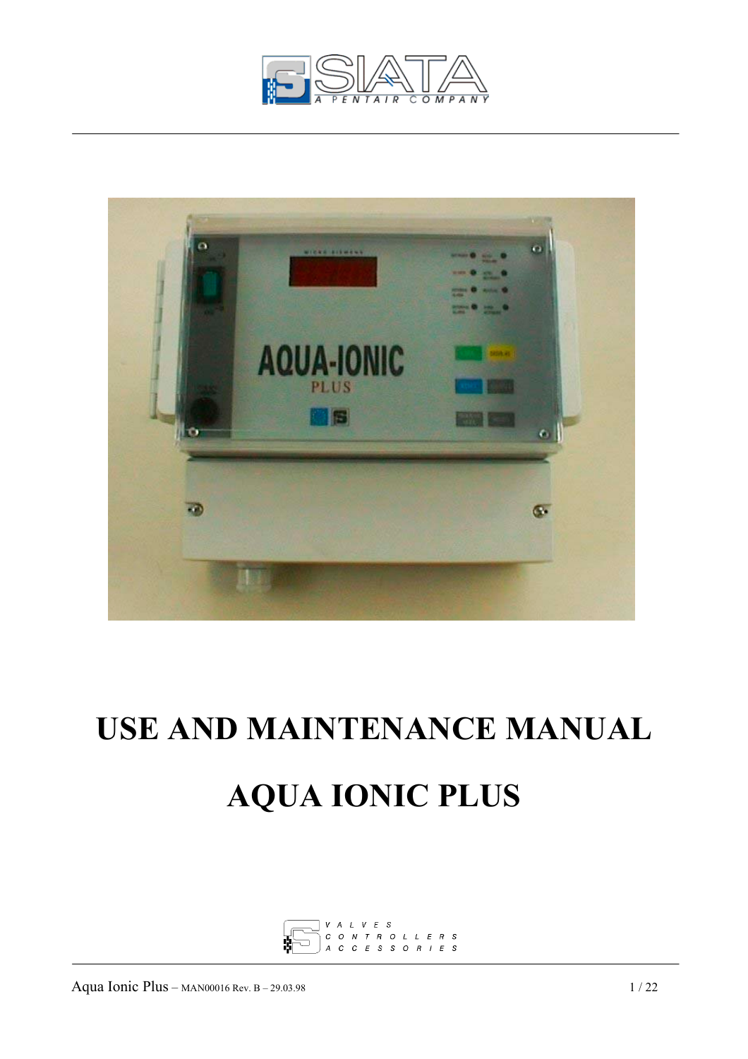SIATA

A PENTAIR COMPANY

# USE AND MAINTENANCE MANUAL

# AQUA IONIC PLUS

VALVES
CONTROLLERS
ACCESSORIES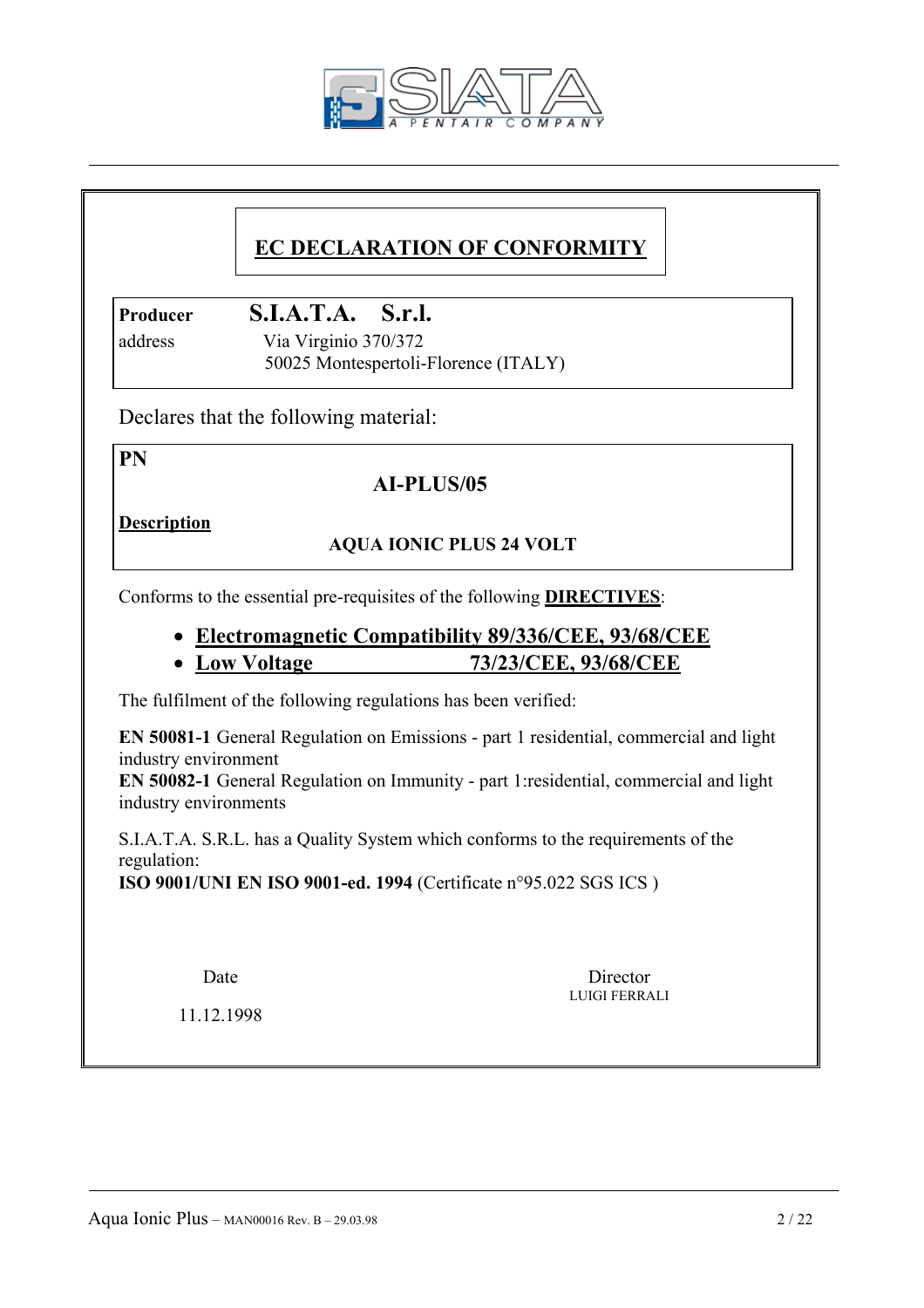# EC DECLARATION OF CONFORMITY

**Producer** **S.I.A.T.A. S.r.l.**

address Via Virginio 370/372
50025 Montespertoli-Florence (ITALY)

Declares that the following material:

**PN**

**AI-PLUS/05**

**Description**

**AQUA IONIC PLUS 24 VOLT**

Conforms to the essential pre-requisites of the following **DIRECTIVES**:

- **Electromagnetic Compatibility 89/336/CEE, 93/68/CEE**
- **Low Voltage 73/23/CEE, 93/68/CEE**

The fulfilment of the following regulations has been verified:

**EN 50081-1** General Regulation on Emissions - part 1 residential, commercial and light industry environment
**EN 50082-1** General Regulation on Immunity - part 1:residential, commercial and light industry environments

S.I.A.T.A. S.R.L. has a Quality System which conforms to the requirements of the regulation:
**ISO 9001/UNI EN ISO 9001-ed. 1994** (Certificate n°95.022 SGS ICS )

Date

11.12.1998

Director
LUIGI FERRALI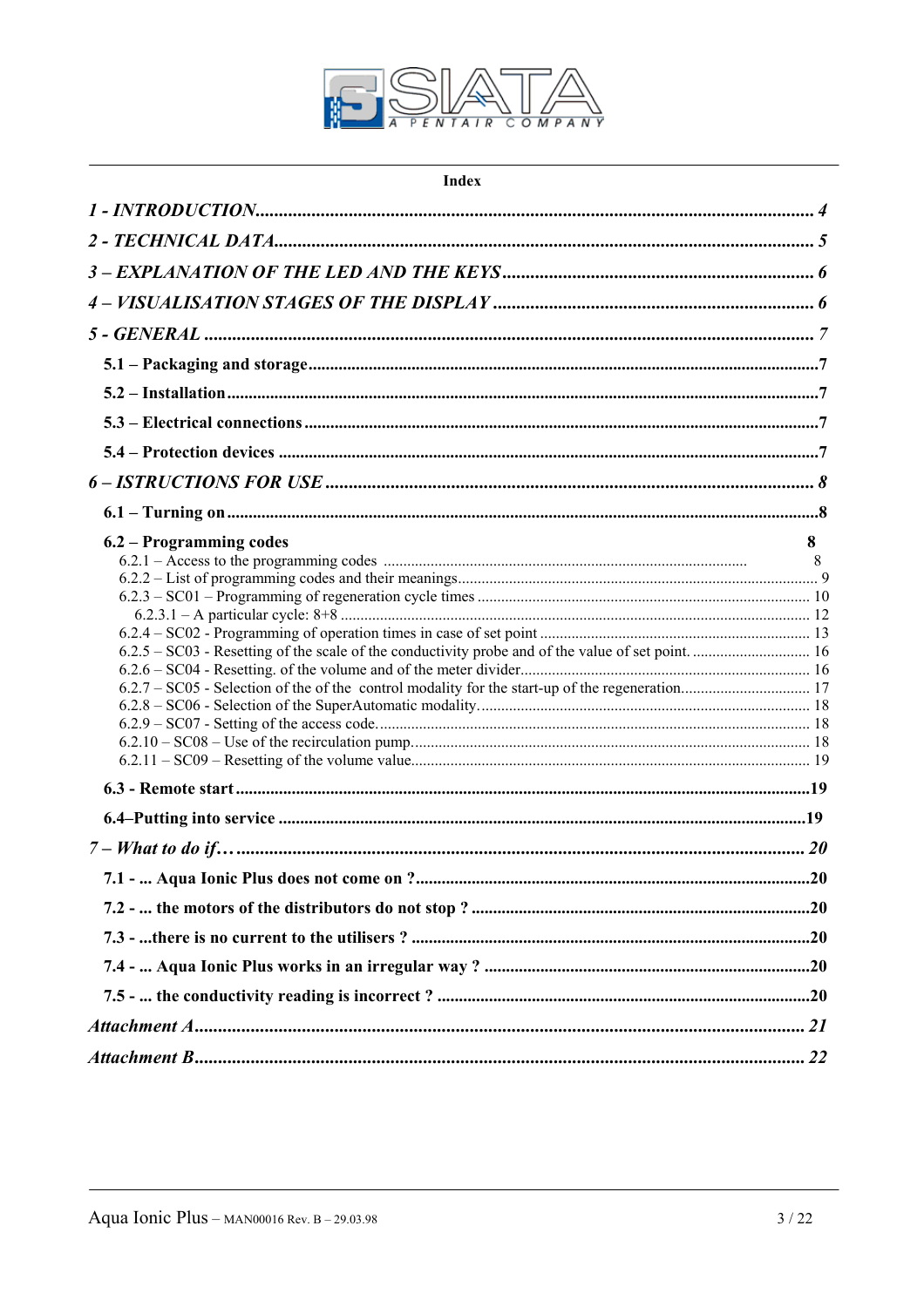**Index**

*1 - INTRODUCTION* ........................................................ *4*

*2 - TECHNICAL DATA* ........................................................ *5*

*3 – EXPLANATION OF THE LED AND THE KEYS* ........................................................ *6*

*4 – VISUALISATION STAGES OF THE DISPLAY* ........................................................ *6*

*5 - GENERAL* ........................................................ *7*

**5.1 – Packaging and storage** ........................................................ **7**

**5.2 – Installation** ........................................................ **7**

**5.3 – Electrical connections** ........................................................ **7**

**5.4 – Protection devices** ........................................................ **7**

*6 – ISTRUCTIONS FOR USE* ........................................................ *8*

**6.1 – Turning on** ........................................................ **8**

**6.2 – Programming codes** **8**

6.2.1 – Access to the programming codes ........................................................ 8
6.2.2 – List of programming codes and their meanings ........................................................ 9
6.2.3 – SC01 – Programming of regeneration cycle times ........................................................ 10
6.2.3.1 – A particular cycle: 8+8 ........................................................ 12
6.2.4 – SC02 - Programming of operation times in case of set point ........................................................ 13
6.2.5 – SC03 - Resetting of the scale of the conductivity probe and of the value of set point. ........................................................ 16
6.2.6 – SC04 - Resetting. of the volume and of the meter divider. ........................................................ 16
6.2.7 – SC05 - Selection of the of the control modality for the start-up of the regeneration. ........................................................ 17
6.2.8 – SC06 - Selection of the SuperAutomatic modality. ........................................................ 18
6.2.9 – SC07 - Setting of the access code. ........................................................ 18
6.2.10 – SC08 – Use of the recirculation pump. ........................................................ 18
6.2.11 – SC09 – Resetting of the volume value. ........................................................ 19

**6.3 - Remote start** ........................................................ **19**

**6.4–Putting into service** ........................................................ **19**

*7 – What to do if…* ........................................................ *20*

**7.1 - ... Aqua Ionic Plus does not come on ?** ........................................................ **20**

**7.2 - ... the motors of the distributors do not stop ?** ........................................................ **20**

**7.3 - ...there is no current to the utilisers ?** ........................................................ **20**

**7.4 - ... Aqua Ionic Plus works in an irregular way ?** ........................................................ **20**

**7.5 - ... the conductivity reading is incorrect ?** ........................................................ **20**

*Attachment A* ........................................................ *21*

*Attachment B* ........................................................ *22*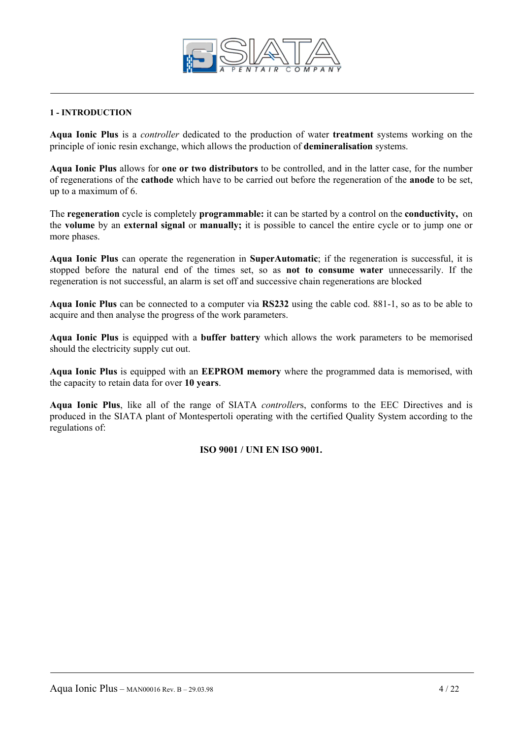## 1 - INTRODUCTION

**Aqua Ionic Plus** is a *controller* dedicated to the production of water **treatment** systems working on the principle of ionic resin exchange, which allows the production of **demineralisation** systems.

**Aqua Ionic Plus** allows for **one or two distributors** to be controlled, and in the latter case, for the number of regenerations of the **cathode** which have to be carried out before the regeneration of the **anode** to be set, up to a maximum of 6.

The **regeneration** cycle is completely **programmable:** it can be started by a control on the **conductivity,** on the **volume** by an **external signal** or **manually;** it is possible to cancel the entire cycle or to jump one or more phases.

**Aqua Ionic Plus** can operate the regeneration in **SuperAutomatic**; if the regeneration is successful, it is stopped before the natural end of the times set, so as **not to consume water** unnecessarily. If the regeneration is not successful, an alarm is set off and successive chain regenerations are blocked

**Aqua Ionic Plus** can be connected to a computer via **RS232** using the cable cod. 881-1, so as to be able to acquire and then analyse the progress of the work parameters.

**Aqua Ionic Plus** is equipped with a **buffer battery** which allows the work parameters to be memorised should the electricity supply cut out.

**Aqua Ionic Plus** is equipped with an **EEPROM memory** where the programmed data is memorised, with the capacity to retain data for over **10 years**.

**Aqua Ionic Plus**, like all of the range of SIATA *controller*s, conforms to the EEC Directives and is produced in the SIATA plant of Montespertoli operating with the certified Quality System according to the regulations of:

**ISO 9001 / UNI EN ISO 9001.**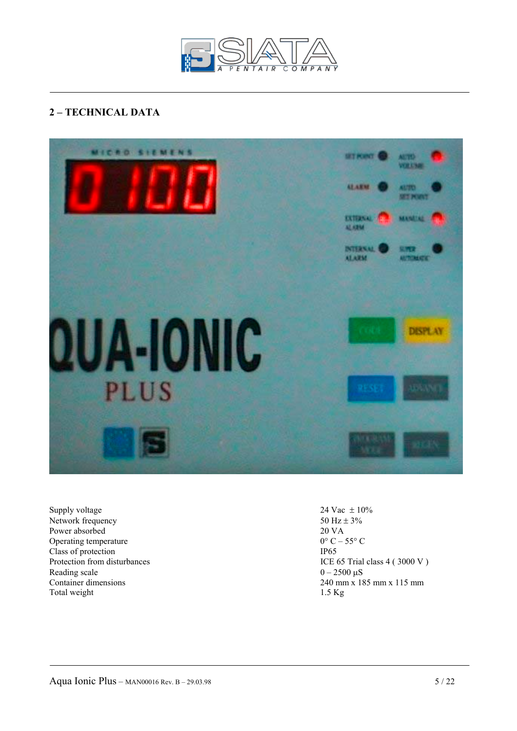## 2 – TECHNICAL DATA

| | |
|---|---|
| Supply voltage | 24 Vac ± 10% |
| Network frequency | 50 Hz ± 3% |
| Power absorbed | 20 VA |
| Operating temperature | 0° C – 55° C |
| Class of protection | IP65 |
| Protection from disturbances | ICE 65 Trial class 4 ( 3000 V ) |
| Reading scale | 0 – 2500 µS |
| Container dimensions | 240 mm x 185 mm x 115 mm |
| Total weight | 1.5 Kg |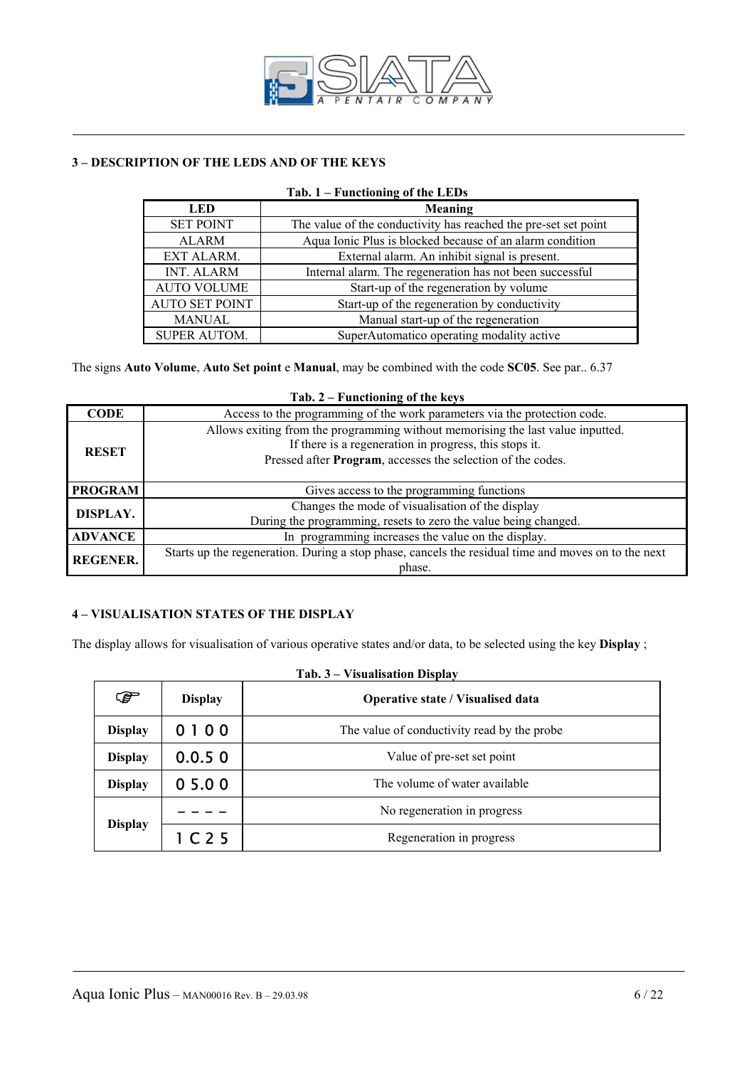## 3 – DESCRIPTION OF THE LEDS AND OF THE KEYS

**Tab. 1 – Functioning of the LEDs**

| LED | Meaning |
|---|---|
| SET POINT | The value of the conductivity has reached the pre-set set point |
| ALARM | Aqua Ionic Plus is blocked because of an alarm condition |
| EXT ALARM. | External alarm. An inhibit signal is present. |
| INT. ALARM | Internal alarm. The regeneration has not been successful |
| AUTO VOLUME | Start-up of the regeneration by volume |
| AUTO SET POINT | Start-up of the regeneration by conductivity |
| MANUAL | Manual start-up of the regeneration |
| SUPER AUTOM. | SuperAutomatico operating modality active |

The signs **Auto Volume**, **Auto Set point** e **Manual**, may be combined with the code **SC05**. See par.. 6.37

**Tab. 2 – Functioning of the keys**

| | |
|---|---|
| **CODE** | Access to the programming of the work parameters via the protection code. |
| **RESET** | Allows exiting from the programming without memorising the last value inputted.<br>If there is a regeneration in progress, this stops it.<br>Pressed after **Program**, accesses the selection of the codes. |
| **PROGRAM** | Gives access to the programming functions |
| **DISPLAY.** | Changes the mode of visualisation of the display<br>During the programming, resets to zero the value being changed. |
| **ADVANCE** | In programming increases the value on the display. |
| **REGENER.** | Starts up the regeneration. During a stop phase, cancels the residual time and moves on to the next phase. |

## 4 – VISUALISATION STATES OF THE DISPLAY

The display allows for visualisation of various operative states and/or data, to be selected using the key **Display** ;

**Tab. 3 – Visualisation Display**

| ☞ | Display | Operative state / Visualised data |
|---|---|---|
| **Display** | 0 1 0 0 | The value of conductivity read by the probe |
| **Display** | 0.0.5 0 | Value of pre-set set point |
| **Display** | 0 5.0 0 | The volume of water available |
| **Display** | – – – – | No regeneration in progress |
| | 1 C 2 5 | Regeneration in progress |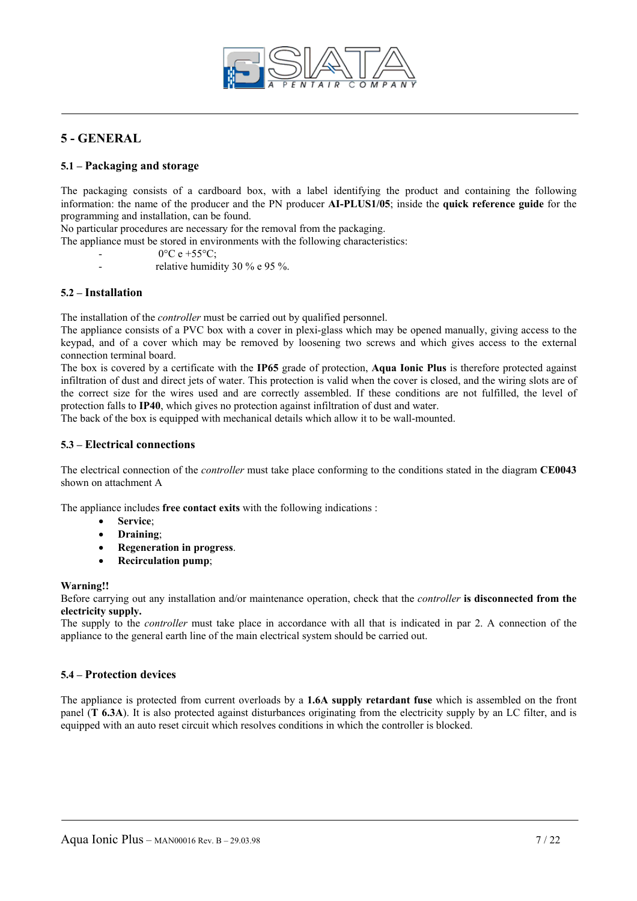# 5 - GENERAL

## 5.1 – Packaging and storage

The packaging consists of a cardboard box, with a label identifying the product and containing the following information: the name of the producer and the PN producer **AI-PLUS1/05**; inside the **quick reference guide** for the programming and installation, can be found.

No particular procedures are necessary for the removal from the packaging.

The appliance must be stored in environments with the following characteristics:

- 0°C e +55°C;
- relative humidity 30 % e 95 %.

## 5.2 – Installation

The installation of the *controller* must be carried out by qualified personnel.

The appliance consists of a PVC box with a cover in plexi-glass which may be opened manually, giving access to the keypad, and of a cover which may be removed by loosening two screws and which gives access to the external connection terminal board.

The box is covered by a certificate with the **IP65** grade of protection, **Aqua Ionic Plus** is therefore protected against infiltration of dust and direct jets of water. This protection is valid when the cover is closed, and the wiring slots are of the correct size for the wires used and are correctly assembled. If these conditions are not fulfilled, the level of protection falls to **IP40**, which gives no protection against infiltration of dust and water.

The back of the box is equipped with mechanical details which allow it to be wall-mounted.

## 5.3 – Electrical connections

The electrical connection of the *controller* must take place conforming to the conditions stated in the diagram **CE0043** shown on attachment A

The appliance includes **free contact exits** with the following indications :

- **Service**;
- **Draining**;
- **Regeneration in progress**.
- **Recirculation pump**;

**Warning!!**

Before carrying out any installation and/or maintenance operation, check that the *controller* **is disconnected from the electricity supply.**

The supply to the *controller* must take place in accordance with all that is indicated in par 2. A connection of the appliance to the general earth line of the main electrical system should be carried out.

## 5.4 – Protection devices

The appliance is protected from current overloads by a **1.6A supply retardant fuse** which is assembled on the front panel (**T 6.3A**). It is also protected against disturbances originating from the electricity supply by an LC filter, and is equipped with an auto reset circuit which resolves conditions in which the controller is blocked.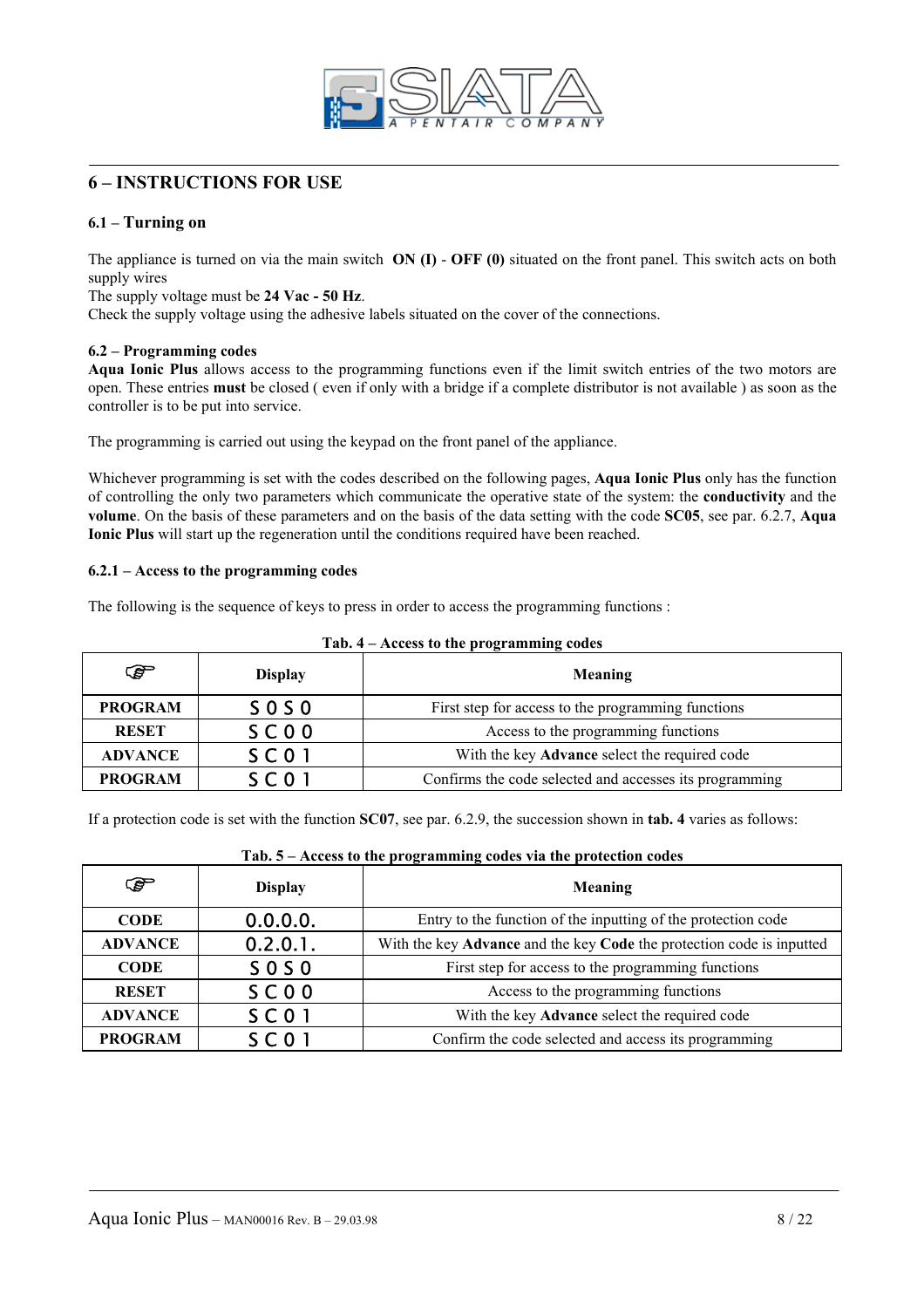## 6 – INSTRUCTIONS FOR USE

### 6.1 – Turning on

The appliance is turned on via the main switch **ON (I)** - **OFF (0)** situated on the front panel. This switch acts on both supply wires

The supply voltage must be **24 Vac - 50 Hz**.

Check the supply voltage using the adhesive labels situated on the cover of the connections.

### 6.2 – Programming codes

**Aqua Ionic Plus** allows access to the programming functions even if the limit switch entries of the two motors are open. These entries **must** be closed ( even if only with a bridge if a complete distributor is not available ) as soon as the controller is to be put into service.

The programming is carried out using the keypad on the front panel of the appliance.

Whichever programming is set with the codes described on the following pages, **Aqua Ionic Plus** only has the function of controlling the only two parameters which communicate the operative state of the system: the **conductivity** and the **volume**. On the basis of these parameters and on the basis of the data setting with the code **SC05**, see par. 6.2.7, **Aqua Ionic Plus** will start up the regeneration until the conditions required have been reached.

#### 6.2.1 – Access to the programming codes

The following is the sequence of keys to press in order to access the programming functions :

**Tab. 4 – Access to the programming codes**

| ☞ | Display | Meaning |
|---|---|---|
| **PROGRAM** | S 0 S 0 | First step for access to the programming functions |
| **RESET** | S C 0 0 | Access to the programming functions |
| **ADVANCE** | S C 0 1 | With the key **Advance** select the required code |
| **PROGRAM** | S C 0 1 | Confirms the code selected and accesses its programming |

If a protection code is set with the function **SC07**, see par. 6.2.9, the succession shown in **tab. 4** varies as follows:

**Tab. 5 – Access to the programming codes via the protection codes**

| ☞ | Display | Meaning |
|---|---|---|
| **CODE** | 0.0.0.0. | Entry to the function of the inputting of the protection code |
| **ADVANCE** | 0.2.0.1. | With the key **Advance** and the key **Code** the protection code is inputted |
| **CODE** | S 0 S 0 | First step for access to the programming functions |
| **RESET** | S C 0 0 | Access to the programming functions |
| **ADVANCE** | S C 0 1 | With the key **Advance** select the required code |
| **PROGRAM** | S C 0 1 | Confirm the code selected and access its programming |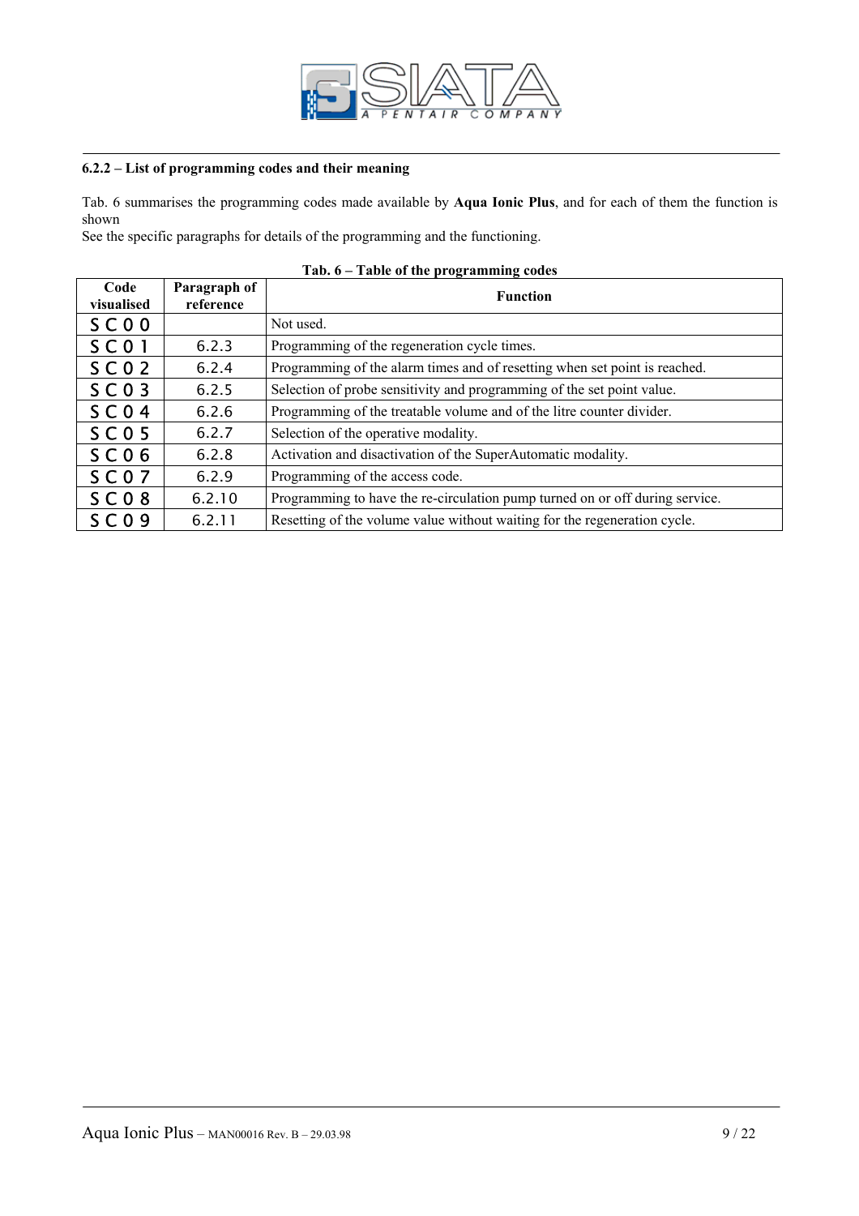### 6.2.2 – List of programming codes and their meaning

Tab. 6 summarises the programming codes made available by **Aqua Ionic Plus**, and for each of them the function is shown

See the specific paragraphs for details of the programming and the functioning.

**Tab. 6 – Table of the programming codes**

| Code visualised | Paragraph of reference | Function |
|---|---|---|
| SC00 | | Not used. |
| SC01 | 6.2.3 | Programming of the regeneration cycle times. |
| SC02 | 6.2.4 | Programming of the alarm times and of resetting when set point is reached. |
| SC03 | 6.2.5 | Selection of probe sensitivity and programming of the set point value. |
| SC04 | 6.2.6 | Programming of the treatable volume and of the litre counter divider. |
| SC05 | 6.2.7 | Selection of the operative modality. |
| SC06 | 6.2.8 | Activation and disactivation of the SuperAutomatic modality. |
| SC07 | 6.2.9 | Programming of the access code. |
| SC08 | 6.2.10 | Programming to have the re-circulation pump turned on or off during service. |
| SC09 | 6.2.11 | Resetting of the volume value without waiting for the regeneration cycle. |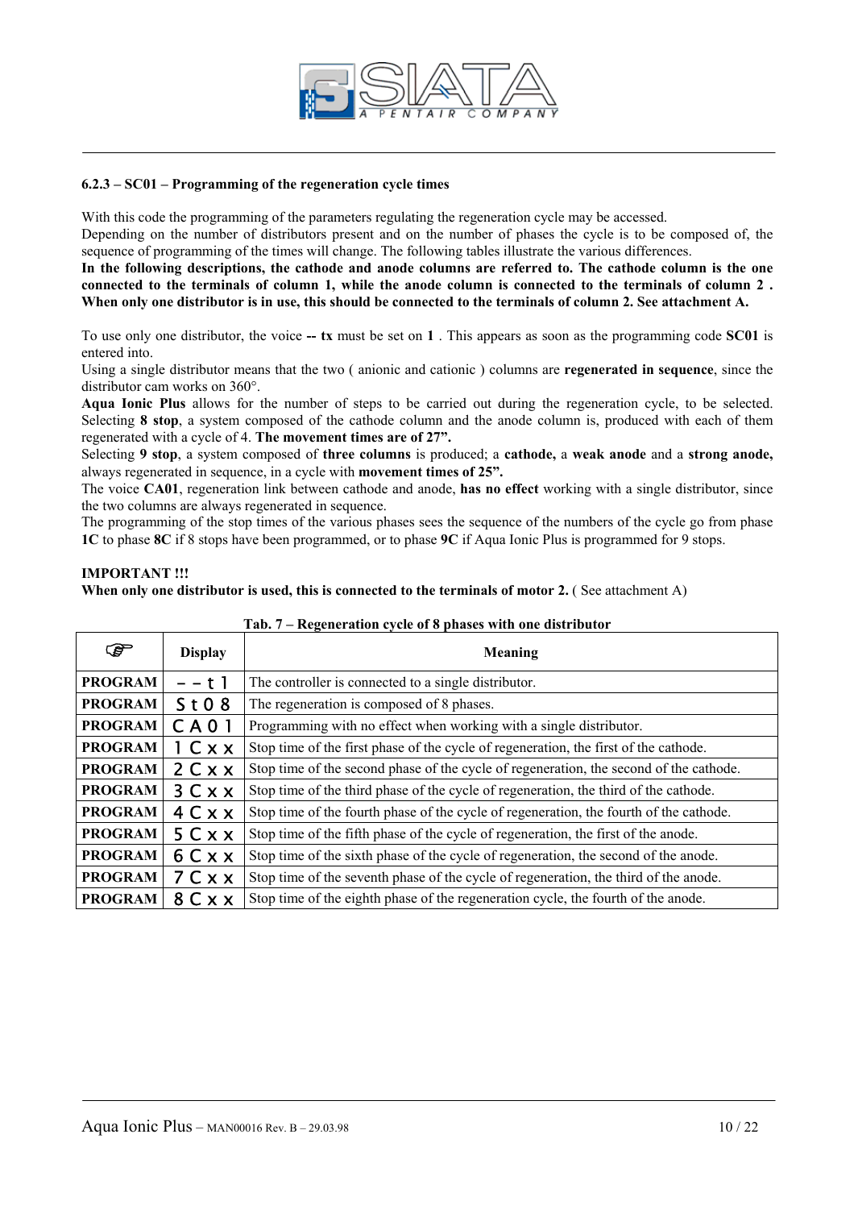### 6.2.3 – SC01 – Programming of the regeneration cycle times

With this code the programming of the parameters regulating the regeneration cycle may be accessed.
Depending on the number of distributors present and on the number of phases the cycle is to be composed of, the sequence of programming of the times will change. The following tables illustrate the various differences.
**In the following descriptions, the cathode and anode columns are referred to. The cathode column is the one connected to the terminals of column 1, while the anode column is connected to the terminals of column 2 . When only one distributor is in use, this should be connected to the terminals of column 2. See attachment A.**

To use only one distributor, the voice **-- tx** must be set on **1** . This appears as soon as the programming code **SC01** is entered into.
Using a single distributor means that the two ( anionic and cationic ) columns are **regenerated in sequence**, since the distributor cam works on 360°.
**Aqua Ionic Plus** allows for the number of steps to be carried out during the regeneration cycle, to be selected. Selecting **8 stop**, a system composed of the cathode column and the anode column is, produced with each of them regenerated with a cycle of 4. **The movement times are of 27".**
Selecting **9 stop**, a system composed of **three columns** is produced; a **cathode,** a **weak anode** and a **strong anode,** always regenerated in sequence, in a cycle with **movement times of 25".**
The voice **CA01**, regeneration link between cathode and anode, **has no effect** working with a single distributor, since the two columns are always regenerated in sequence.
The programming of the stop times of the various phases sees the sequence of the numbers of the cycle go from phase **1C** to phase **8C** if 8 stops have been programmed, or to phase **9C** if Aqua Ionic Plus is programmed for 9 stops.

**IMPORTANT !!!**
**When only one distributor is used, this is connected to the terminals of motor 2.** ( See attachment A)

**Tab. 7 – Regeneration cycle of 8 phases with one distributor**

| ☞ | Display | Meaning |
|---|---|---|
| **PROGRAM** | – – t 1 | The controller is connected to a single distributor. |
| **PROGRAM** | S t 0 8 | The regeneration is composed of 8 phases. |
| **PROGRAM** | C A 0 1 | Programming with no effect when working with a single distributor. |
| **PROGRAM** | 1 C x x | Stop time of the first phase of the cycle of regeneration, the first of the cathode. |
| **PROGRAM** | 2 C x x | Stop time of the second phase of the cycle of regeneration, the second of the cathode. |
| **PROGRAM** | 3 C x x | Stop time of the third phase of the cycle of regeneration, the third of the cathode. |
| **PROGRAM** | 4 C x x | Stop time of the fourth phase of the cycle of regeneration, the fourth of the cathode. |
| **PROGRAM** | 5 C x x | Stop time of the fifth phase of the cycle of regeneration, the first of the anode. |
| **PROGRAM** | 6 C x x | Stop time of the sixth phase of the cycle of regeneration, the second of the anode. |
| **PROGRAM** | 7 C x x | Stop time of the seventh phase of the cycle of regeneration, the third of the anode. |
| **PROGRAM** | 8 C x x | Stop time of the eighth phase of the regeneration cycle, the fourth of the anode. |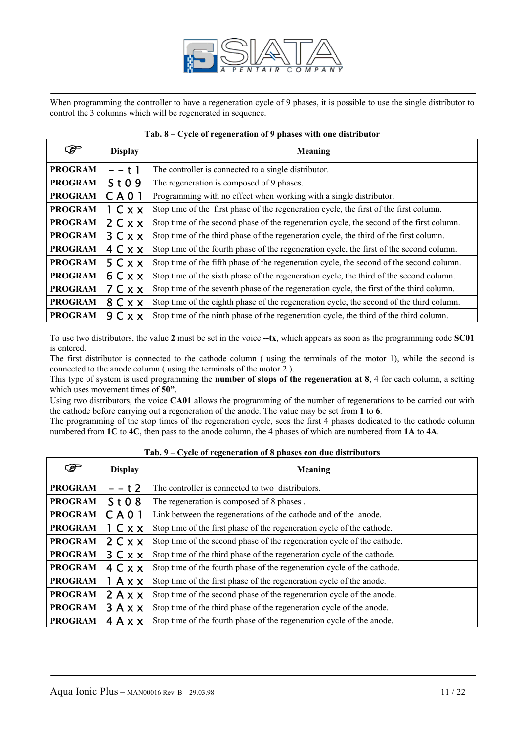When programming the controller to have a regeneration cycle of 9 phases, it is possible to use the single distributor to control the 3 columns which will be regenerated in sequence.

**Tab. 8 – Cycle of regeneration of 9 phases with one distributor**

| ☞ | Display | Meaning |
|---|---|---|
| **PROGRAM** | – – t 1 | The controller is connected to a single distributor. |
| **PROGRAM** | S t 0 9 | The regeneration is composed of 9 phases. |
| **PROGRAM** | C A 0 1 | Programming with no effect when working with a single distributor. |
| **PROGRAM** | 1 C x x | Stop time of the first phase of the regeneration cycle, the first of the first column. |
| **PROGRAM** | 2 C x x | Stop time of the second phase of the regeneration cycle, the second of the first column. |
| **PROGRAM** | 3 C x x | Stop time of the third phase of the regeneration cycle, the third of the first column. |
| **PROGRAM** | 4 C x x | Stop time of the fourth phase of the regeneration cycle, the first of the second column. |
| **PROGRAM** | 5 C x x | Stop time of the fifth phase of the regeneration cycle, the second of the second column. |
| **PROGRAM** | 6 C x x | Stop time of the sixth phase of the regeneration cycle, the third of the second column. |
| **PROGRAM** | 7 C x x | Stop time of the seventh phase of the regeneration cycle, the first of the third column. |
| **PROGRAM** | 8 C x x | Stop time of the eighth phase of the regeneration cycle, the second of the third column. |
| **PROGRAM** | 9 C x x | Stop time of the ninth phase of the regeneration cycle, the third of the third column. |

To use two distributors, the value **2** must be set in the voice **--tx**, which appears as soon as the programming code **SC01** is entered.
The first distributor is connected to the cathode column ( using the terminals of the motor 1), while the second is connected to the anode column ( using the terminals of the motor 2 ).
This type of system is used programming the **number of stops of the regeneration at 8**, 4 for each column, a setting which uses movement times of **50"**.
Using two distributors, the voice **CA01** allows the programming of the number of regenerations to be carried out with the cathode before carrying out a regeneration of the anode. The value may be set from **1** to **6**.
The programming of the stop times of the regeneration cycle, sees the first 4 phases dedicated to the cathode column numbered from **1C** to **4C**, then pass to the anode column, the 4 phases of which are numbered from **1A** to **4A**.

**Tab. 9 – Cycle of regeneration of 8 phases con due distributors**

| ☞ | Display | Meaning |
|---|---|---|
| **PROGRAM** | – – t 2 | The controller is connected to two distributors. |
| **PROGRAM** | S t 0 8 | The regeneration is composed of 8 phases . |
| **PROGRAM** | C A 0 1 | Link between the regenerations of the cathode and of the anode. |
| **PROGRAM** | 1 C x x | Stop time of the first phase of the regeneration cycle of the cathode. |
| **PROGRAM** | 2 C x x | Stop time of the second phase of the regeneration cycle of the cathode. |
| **PROGRAM** | 3 C x x | Stop time of the third phase of the regeneration cycle of the cathode. |
| **PROGRAM** | 4 C x x | Stop time of the fourth phase of the regeneration cycle of the cathode. |
| **PROGRAM** | 1 A x x | Stop time of the first phase of the regeneration cycle of the anode. |
| **PROGRAM** | 2 A x x | Stop time of the second phase of the regeneration cycle of the anode. |
| **PROGRAM** | 3 A x x | Stop time of the third phase of the regeneration cycle of the anode. |
| **PROGRAM** | 4 A x x | Stop time of the fourth phase of the regeneration cycle of the anode. |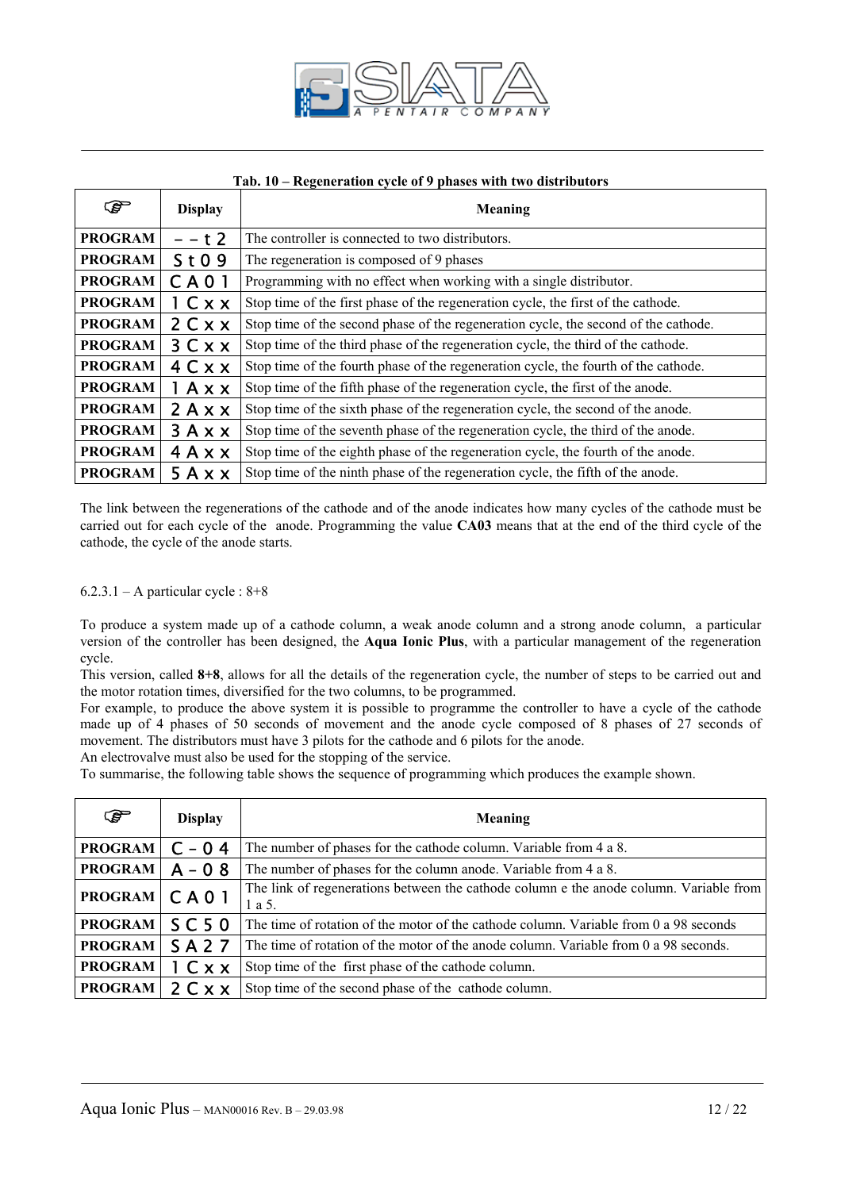**Tab. 10 – Regeneration cycle of 9 phases with two distributors**

| ☞ | Display | Meaning |
|---|---|---|
| PROGRAM | – – t 2 | The controller is connected to two distributors. |
| PROGRAM | S t 0 9 | The regeneration is composed of 9 phases |
| PROGRAM | C A 0 1 | Programming with no effect when working with a single distributor. |
| PROGRAM | 1 C x x | Stop time of the first phase of the regeneration cycle, the first of the cathode. |
| PROGRAM | 2 C x x | Stop time of the second phase of the regeneration cycle, the second of the cathode. |
| PROGRAM | 3 C x x | Stop time of the third phase of the regeneration cycle, the third of the cathode. |
| PROGRAM | 4 C x x | Stop time of the fourth phase of the regeneration cycle, the fourth of the cathode. |
| PROGRAM | 1 A x x | Stop time of the fifth phase of the regeneration cycle, the first of the anode. |
| PROGRAM | 2 A x x | Stop time of the sixth phase of the regeneration cycle, the second of the anode. |
| PROGRAM | 3 A x x | Stop time of the seventh phase of the regeneration cycle, the third of the anode. |
| PROGRAM | 4 A x x | Stop time of the eighth phase of the regeneration cycle, the fourth of the anode. |
| PROGRAM | 5 A x x | Stop time of the ninth phase of the regeneration cycle, the fifth of the anode. |

The link between the regenerations of the cathode and of the anode indicates how many cycles of the cathode must be carried out for each cycle of the anode. Programming the value **CA03** means that at the end of the third cycle of the cathode, the cycle of the anode starts.

6.2.3.1 – A particular cycle : 8+8

To produce a system made up of a cathode column, a weak anode column and a strong anode column, a particular version of the controller has been designed, the **Aqua Ionic Plus**, with a particular management of the regeneration cycle.
This version, called **8+8**, allows for all the details of the regeneration cycle, the number of steps to be carried out and the motor rotation times, diversified for the two columns, to be programmed.
For example, to produce the above system it is possible to programme the controller to have a cycle of the cathode made up of 4 phases of 50 seconds of movement and the anode cycle composed of 8 phases of 27 seconds of movement. The distributors must have 3 pilots for the cathode and 6 pilots for the anode.
An electrovalve must also be used for the stopping of the service.
To summarise, the following table shows the sequence of programming which produces the example shown.

| ☞ | Display | Meaning |
|---|---|---|
| PROGRAM | C – 0 4 | The number of phases for the cathode column. Variable from 4 a 8. |
| PROGRAM | A – 0 8 | The number of phases for the column anode. Variable from 4 a 8. |
| PROGRAM | C A 0 1 | The link of regenerations between the cathode column e the anode column. Variable from 1 a 5. |
| PROGRAM | S C 5 0 | The time of rotation of the motor of the cathode column. Variable from 0 a 98 seconds |
| PROGRAM | S A 2 7 | The time of rotation of the motor of the anode column. Variable from 0 a 98 seconds. |
| PROGRAM | 1 C x x | Stop time of the first phase of the cathode column. |
| PROGRAM | 2 C x x | Stop time of the second phase of the cathode column. |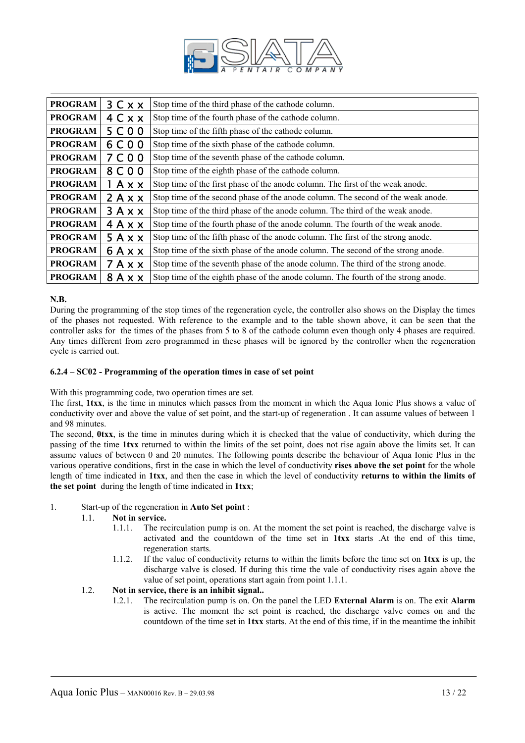| | | |
|---|---|---|
| **PROGRAM** | 3 C x x | Stop time of the third phase of the cathode column. |
| **PROGRAM** | 4 C x x | Stop time of the fourth phase of the cathode column. |
| **PROGRAM** | 5 C 0 0 | Stop time of the fifth phase of the cathode column. |
| **PROGRAM** | 6 C 0 0 | Stop time of the sixth phase of the cathode column. |
| **PROGRAM** | 7 C 0 0 | Stop time of the seventh phase of the cathode column. |
| **PROGRAM** | 8 C 0 0 | Stop time of the eighth phase of the cathode column. |
| **PROGRAM** | 1 A x x | Stop time of the first phase of the anode column. The first of the weak anode. |
| **PROGRAM** | 2 A x x | Stop time of the second phase of the anode column. The second of the weak anode. |
| **PROGRAM** | 3 A x x | Stop time of the third phase of the anode column. The third of the weak anode. |
| **PROGRAM** | 4 A x x | Stop time of the fourth phase of the anode column. The fourth of the weak anode. |
| **PROGRAM** | 5 A x x | Stop time of the fifth phase of the anode column. The first of the strong anode. |
| **PROGRAM** | 6 A x x | Stop time of the sixth phase of the anode column. The second of the strong anode. |
| **PROGRAM** | 7 A x x | Stop time of the seventh phase of the anode column. The third of the strong anode. |
| **PROGRAM** | 8 A x x | Stop time of the eighth phase of the anode column. The fourth of the strong anode. |

**N.B.**
During the programming of the stop times of the regeneration cycle, the controller also shows on the Display the times of the phases not requested. With reference to the example and to the table shown above, it can be seen that the controller asks for the times of the phases from 5 to 8 of the cathode column even though only 4 phases are required. Any times different from zero programmed in these phases will be ignored by the controller when the regeneration cycle is carried out.

### 6.2.4 – SC02 - Programming of the operation times in case of set point

With this programming code, two operation times are set.
The first, **1txx**, is the time in minutes which passes from the moment in which the Aqua Ionic Plus shows a value of conductivity over and above the value of set point, and the start-up of regeneration . It can assume values of between 1 and 98 minutes.
The second, **0txx**, is the time in minutes during which it is checked that the value of conductivity, which during the passing of the time **1txx** returned to within the limits of the set point, does not rise again above the limits set. It can assume values of between 0 and 20 minutes. The following points describe the behaviour of Aqua Ionic Plus in the various operative conditions, first in the case in which the level of conductivity **rises above the set point** for the whole length of time indicated in **1txx**, and then the case in which the level of conductivity **returns to within the limits of the set point** during the length of time indicated in **1txx**;

1. Start-up of the regeneration in **Auto Set point** :
   - 1.1. **Not in service.**
     - 1.1.1. The recirculation pump is on. At the moment the set point is reached, the discharge valve is activated and the countdown of the time set in **1txx** starts .At the end of this time, regeneration starts.
     - 1.1.2. If the value of conductivity returns to within the limits before the time set on **1txx** is up, the discharge valve is closed. If during this time the vale of conductivity rises again above the value of set point, operations start again from point 1.1.1.
   - 1.2. **Not in service, there is an inhibit signal..**
     - 1.2.1. The recirculation pump is on. On the panel the LED **External Alarm** is on. The exit **Alarm** is active. The moment the set point is reached, the discharge valve comes on and the countdown of the time set in **1txx** starts. At the end of this time, if in the meantime the inhibit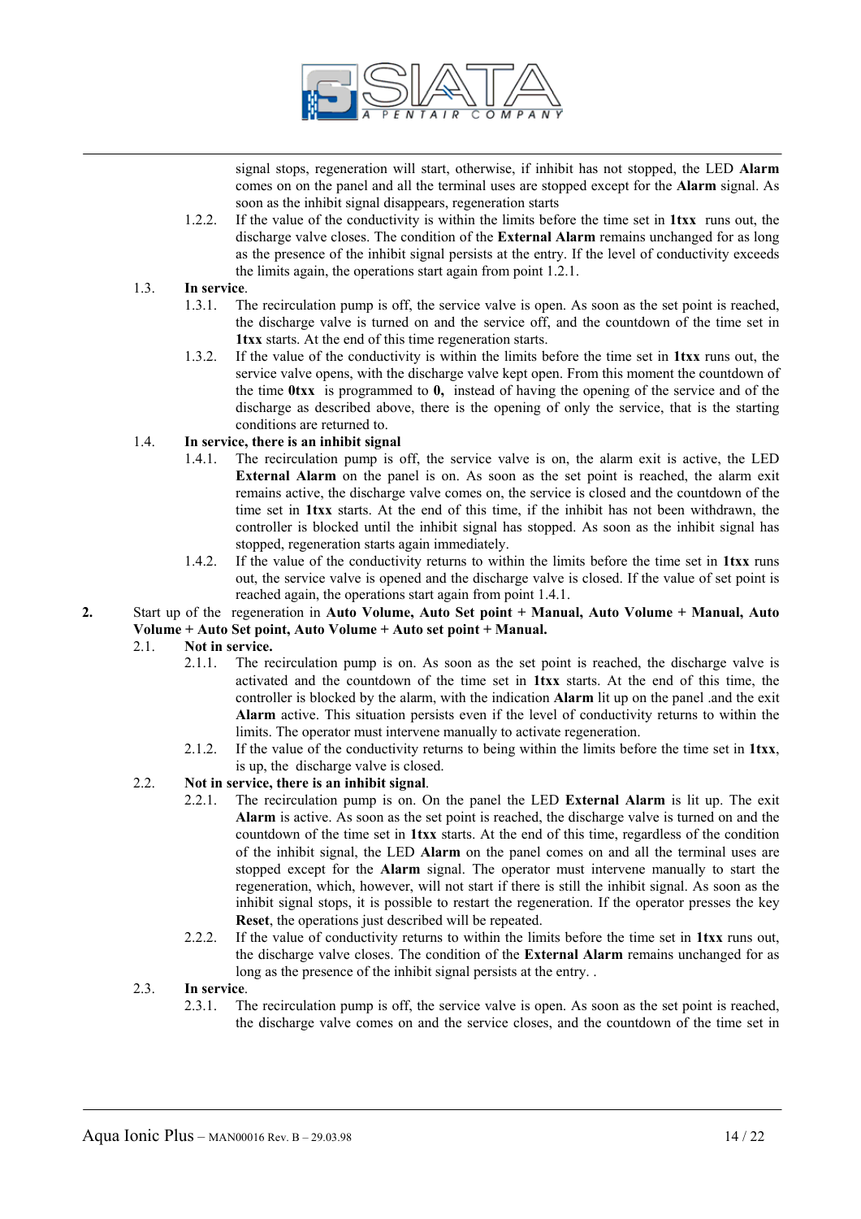signal stops, regeneration will start, otherwise, if inhibit has not stopped, the LED **Alarm** comes on on the panel and all the terminal uses are stopped except for the **Alarm** signal. As soon as the inhibit signal disappears, regeneration starts

1.2.2. If the value of the conductivity is within the limits before the time set in **1txx** runs out, the discharge valve closes. The condition of the **External Alarm** remains unchanged for as long as the presence of the inhibit signal persists at the entry. If the level of conductivity exceeds the limits again, the operations start again from point 1.2.1.

1.3. **In service**.

1.3.1. The recirculation pump is off, the service valve is open. As soon as the set point is reached, the discharge valve is turned on and the service off, and the countdown of the time set in **1txx** starts. At the end of this time regeneration starts.

1.3.2. If the value of the conductivity is within the limits before the time set in **1txx** runs out, the service valve opens, with the discharge valve kept open. From this moment the countdown of the time **0txx** is programmed to **0,** instead of having the opening of the service and of the discharge as described above, there is the opening of only the service, that is the starting conditions are returned to.

1.4. **In service, there is an inhibit signal**

1.4.1. The recirculation pump is off, the service valve is on, the alarm exit is active, the LED **External Alarm** on the panel is on. As soon as the set point is reached, the alarm exit remains active, the discharge valve comes on, the service is closed and the countdown of the time set in **1txx** starts. At the end of this time, if the inhibit has not been withdrawn, the controller is blocked until the inhibit signal has stopped. As soon as the inhibit signal has stopped, regeneration starts again immediately.

1.4.2. If the value of the conductivity returns to within the limits before the time set in **1txx** runs out, the service valve is opened and the discharge valve is closed. If the value of set point is reached again, the operations start again from point 1.4.1.

**2.** Start up of the regeneration in **Auto Volume, Auto Set point + Manual, Auto Volume + Manual, Auto Volume + Auto Set point, Auto Volume + Auto set point + Manual.**

2.1. **Not in service.**

2.1.1. The recirculation pump is on. As soon as the set point is reached, the discharge valve is activated and the countdown of the time set in **1txx** starts. At the end of this time, the controller is blocked by the alarm, with the indication **Alarm** lit up on the panel .and the exit **Alarm** active. This situation persists even if the level of conductivity returns to within the limits. The operator must intervene manually to activate regeneration.

2.1.2. If the value of the conductivity returns to being within the limits before the time set in **1txx**, is up, the discharge valve is closed.

2.2. **Not in service, there is an inhibit signal**.

2.2.1. The recirculation pump is on. On the panel the LED **External Alarm** is lit up. The exit **Alarm** is active. As soon as the set point is reached, the discharge valve is turned on and the countdown of the time set in **1txx** starts. At the end of this time, regardless of the condition of the inhibit signal, the LED **Alarm** on the panel comes on and all the terminal uses are stopped except for the **Alarm** signal. The operator must intervene manually to start the regeneration, which, however, will not start if there is still the inhibit signal. As soon as the inhibit signal stops, it is possible to restart the regeneration. If the operator presses the key **Reset**, the operations just described will be repeated.

2.2.2. If the value of conductivity returns to within the limits before the time set in **1txx** runs out, the discharge valve closes. The condition of the **External Alarm** remains unchanged for as long as the presence of the inhibit signal persists at the entry. .

2.3. **In service**.

2.3.1. The recirculation pump is off, the service valve is open. As soon as the set point is reached, the discharge valve comes on and the service closes, and the countdown of the time set in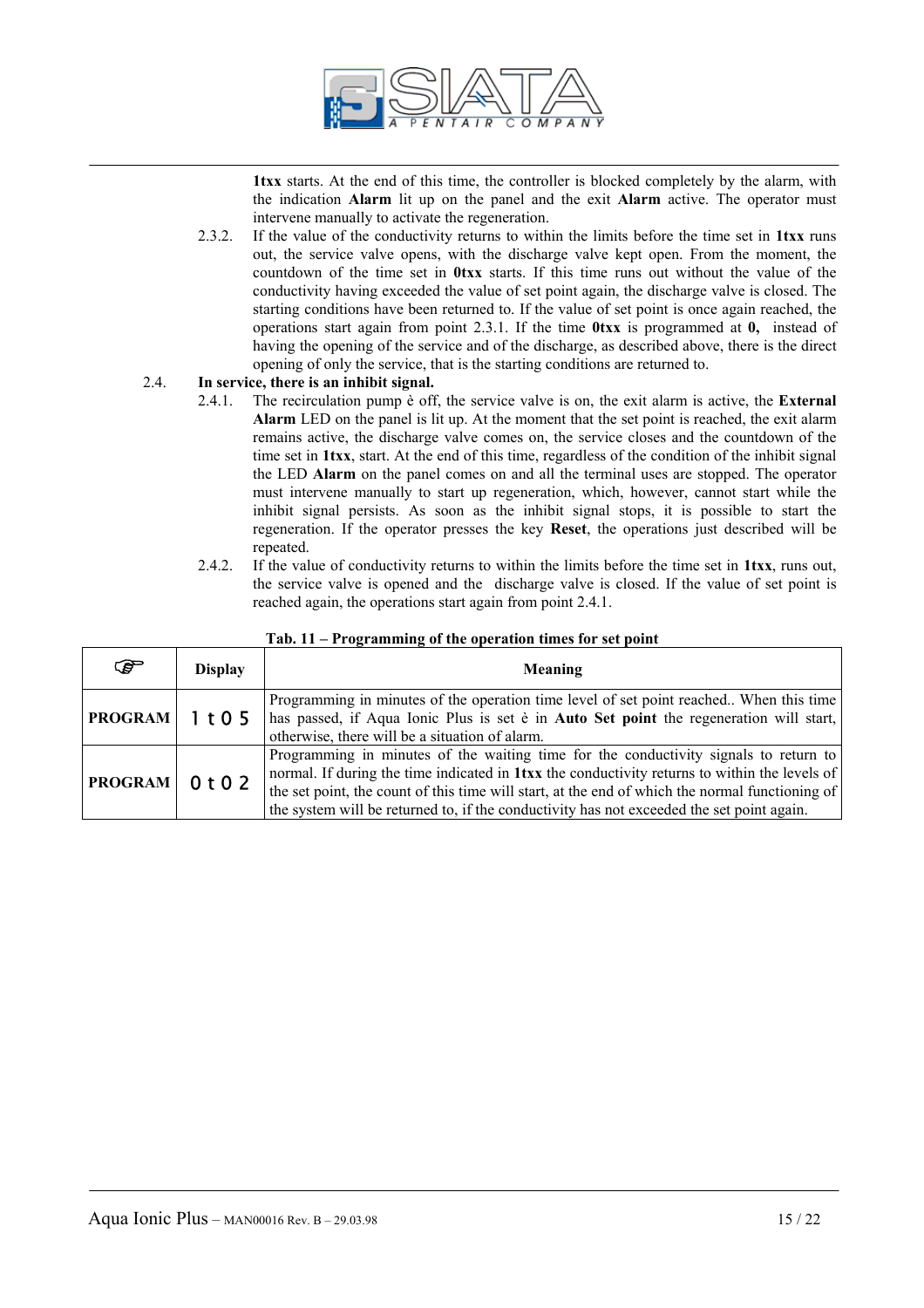**1txx** starts. At the end of this time, the controller is blocked completely by the alarm, with the indication **Alarm** lit up on the panel and the exit **Alarm** active. The operator must intervene manually to activate the regeneration.

2.3.2. If the value of the conductivity returns to within the limits before the time set in **1txx** runs out, the service valve opens, with the discharge valve kept open. From the moment, the countdown of the time set in **0txx** starts. If this time runs out without the value of the conductivity having exceeded the value of set point again, the discharge valve is closed. The starting conditions have been returned to. If the value of set point is once again reached, the operations start again from point 2.3.1. If the time **0txx** is programmed at **0,** instead of having the opening of the service and of the discharge, as described above, there is the direct opening of only the service, that is the starting conditions are returned to.

2.4. **In service, there is an inhibit signal.**

2.4.1. The recirculation pump è off, the service valve is on, the exit alarm is active, the **External Alarm** LED on the panel is lit up. At the moment that the set point is reached, the exit alarm remains active, the discharge valve comes on, the service closes and the countdown of the time set in **1txx**, start. At the end of this time, regardless of the condition of the inhibit signal the LED **Alarm** on the panel comes on and all the terminal uses are stopped. The operator must intervene manually to start up regeneration, which, however, cannot start while the inhibit signal persists. As soon as the inhibit signal stops, it is possible to start the regeneration. If the operator presses the key **Reset**, the operations just described will be repeated.

2.4.2. If the value of conductivity returns to within the limits before the time set in **1txx**, runs out, the service valve is opened and the discharge valve is closed. If the value of set point is reached again, the operations start again from point 2.4.1.

**Tab. 11 – Programming of the operation times for set point**

| ☞ | Display | Meaning |
|---|---|---|
| **PROGRAM** | 1t05 | Programming in minutes of the operation time level of set point reached.. When this time has passed, if Aqua Ionic Plus is set è in **Auto Set point** the regeneration will start, otherwise, there will be a situation of alarm. |
| **PROGRAM** | 0t02 | Programming in minutes of the waiting time for the conductivity signals to return to normal. If during the time indicated in **1txx** the conductivity returns to within the levels of the set point, the count of this time will start, at the end of which the normal functioning of the system will be returned to, if the conductivity has not exceeded the set point again. |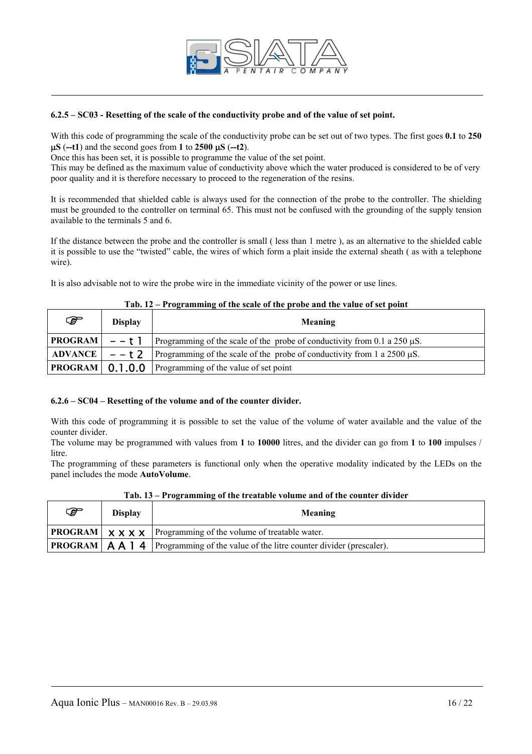### 6.2.5 – SC03 - Resetting of the scale of the conductivity probe and of the value of set point.

With this code of programming the scale of the conductivity probe can be set out of two types. The first goes **0.1** to **250 µS** (**--t1**) and the second goes from **1** to **2500 µS** (**--t2**).
Once this has been set, it is possible to programme the value of the set point.
This may be defined as the maximum value of conductivity above which the water produced is considered to be of very poor quality and it is therefore necessary to proceed to the regeneration of the resins.

It is recommended that shielded cable is always used for the connection of the probe to the controller. The shielding must be grounded to the controller on terminal 65. This must not be confused with the grounding of the supply tension available to the terminals 5 and 6.

If the distance between the probe and the controller is small ( less than 1 metre ), as an alternative to the shielded cable it is possible to use the "twisted" cable, the wires of which form a plait inside the external sheath ( as with a telephone wire).

It is also advisable not to wire the probe wire in the immediate vicinity of the power or use lines.

**Tab. 12 – Programming of the scale of the probe and the value of set point**

| ☞ | Display | Meaning |
|---|---|---|
| **PROGRAM** | – – t 1 | Programming of the scale of the probe of conductivity from 0.1 a 250 µS. |
| **ADVANCE** | – – t 2 | Programming of the scale of the probe of conductivity from 1 a 2500 µS. |
| **PROGRAM** | 0.1.0.0 | Programming of the value of set point |

### 6.2.6 – SC04 – Resetting of the volume and of the counter divider.

With this code of programming it is possible to set the value of the volume of water available and the value of the counter divider.
The volume may be programmed with values from **1** to **10000** litres, and the divider can go from **1** to **100** impulses / litre.
The programming of these parameters is functional only when the operative modality indicated by the LEDs on the panel includes the mode **AutoVolume**.

**Tab. 13 – Programming of the treatable volume and of the counter divider**

| ☞ | Display | Meaning |
|---|---|---|
| **PROGRAM** | x x x x | Programming of the volume of treatable water. |
| **PROGRAM** | A A 1 4 | Programming of the value of the litre counter divider (prescaler). |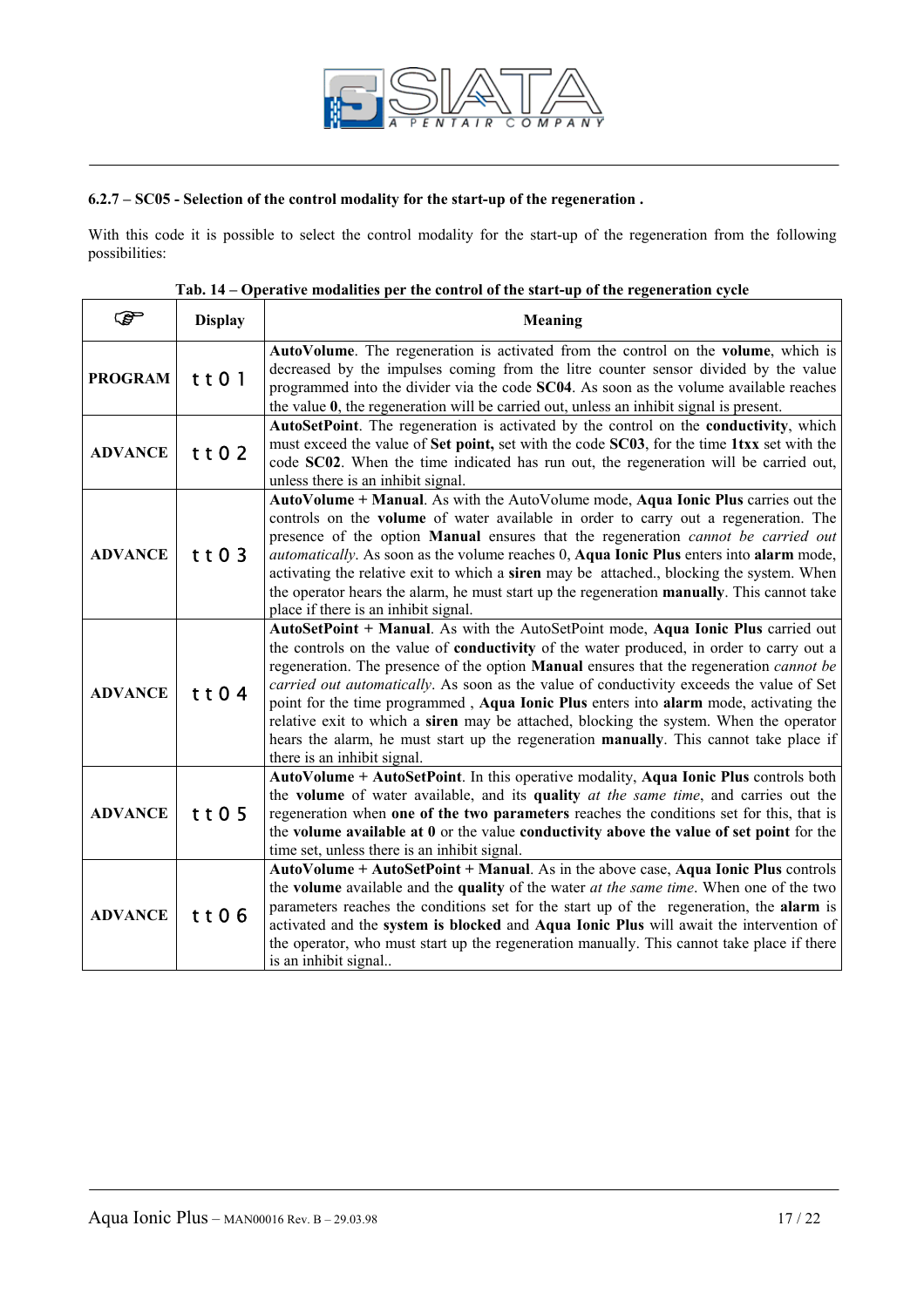### 6.2.7 – SC05 - Selection of the control modality for the start-up of the regeneration .

With this code it is possible to select the control modality for the start-up of the regeneration from the following possibilities:

**Tab. 14 – Operative modalities per the control of the start-up of the regeneration cycle**

| ☞ | Display | Meaning |
|---|---|---|
| **PROGRAM** | tt01 | **AutoVolume**. The regeneration is activated from the control on the **volume**, which is decreased by the impulses coming from the litre counter sensor divided by the value programmed into the divider via the code **SC04**. As soon as the volume available reaches the value **0**, the regeneration will be carried out, unless an inhibit signal is present. |
| **ADVANCE** | tt02 | **AutoSetPoint**. The regeneration is activated by the control on the **conductivity**, which must exceed the value of **Set point,** set with the code **SC03**, for the time **1txx** set with the code **SC02**. When the time indicated has run out, the regeneration will be carried out, unless there is an inhibit signal. |
| **ADVANCE** | tt03 | **AutoVolume + Manual**. As with the AutoVolume mode, **Aqua Ionic Plus** carries out the controls on the **volume** of water available in order to carry out a regeneration. The presence of the option **Manual** ensures that the regeneration *cannot be carried out automatically*. As soon as the volume reaches 0, **Aqua Ionic Plus** enters into **alarm** mode, activating the relative exit to which a **siren** may be attached., blocking the system. When the operator hears the alarm, he must start up the regeneration **manually**. This cannot take place if there is an inhibit signal. |
| **ADVANCE** | tt04 | **AutoSetPoint + Manual**. As with the AutoSetPoint mode, **Aqua Ionic Plus** carried out the controls on the value of **conductivity** of the water produced, in order to carry out a regeneration. The presence of the option **Manual** ensures that the regeneration *cannot be carried out automatically*. As soon as the value of conductivity exceeds the value of Set point for the time programmed , **Aqua Ionic Plus** enters into **alarm** mode, activating the relative exit to which a **siren** may be attached, blocking the system. When the operator hears the alarm, he must start up the regeneration **manually**. This cannot take place if there is an inhibit signal. |
| **ADVANCE** | tt05 | **AutoVolume + AutoSetPoint**. In this operative modality, **Aqua Ionic Plus** controls both the **volume** of water available, and its **quality** *at the same time*, and carries out the regeneration when **one of the two parameters** reaches the conditions set for this, that is the **volume available at 0** or the value **conductivity above the value of set point** for the time set, unless there is an inhibit signal. |
| **ADVANCE** | tt06 | **AutoVolume + AutoSetPoint + Manual**. As in the above case, **Aqua Ionic Plus** controls the **volume** available and the **quality** of the water *at the same time*. When one of the two parameters reaches the conditions set for the start up of the regeneration, the **alarm** is activated and the **system is blocked** and **Aqua Ionic Plus** will await the intervention of the operator, who must start up the regeneration manually. This cannot take place if there is an inhibit signal.. |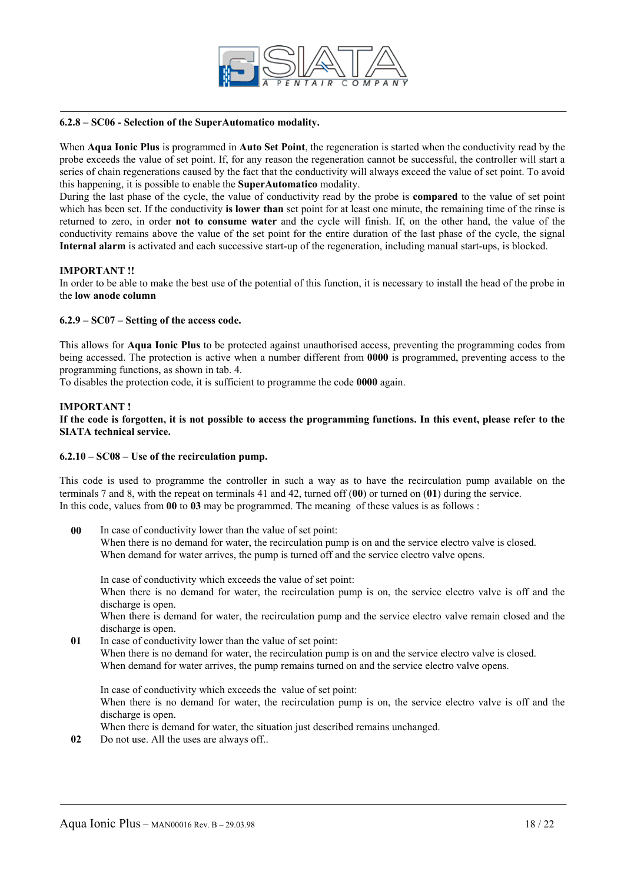**6.2.8 – SC06 - Selection of the SuperAutomatico modality.**

When **Aqua Ionic Plus** is programmed in **Auto Set Point**, the regeneration is started when the conductivity read by the probe exceeds the value of set point. If, for any reason the regeneration cannot be successful, the controller will start a series of chain regenerations caused by the fact that the conductivity will always exceed the value of set point. To avoid this happening, it is possible to enable the **SuperAutomatico** modality.
During the last phase of the cycle, the value of conductivity read by the probe is **compared** to the value of set point which has been set. If the conductivity **is lower than** set point for at least one minute, the remaining time of the rinse is returned to zero, in order **not to consume water** and the cycle will finish. If, on the other hand, the value of the conductivity remains above the value of the set point for the entire duration of the last phase of the cycle, the signal **Internal alarm** is activated and each successive start-up of the regeneration, including manual start-ups, is blocked.

**IMPORTANT !!**
In order to be able to make the best use of the potential of this function, it is necessary to install the head of the probe in the **low anode column**

**6.2.9 – SC07 – Setting of the access code.**

This allows for **Aqua Ionic Plus** to be protected against unauthorised access, preventing the programming codes from being accessed. The protection is active when a number different from **0000** is programmed, preventing access to the programming functions, as shown in tab. 4.
To disables the protection code, it is sufficient to programme the code **0000** again.

**IMPORTANT !**
**If the code is forgotten, it is not possible to access the programming functions. In this event, please refer to the SIATA technical service.**

**6.2.10 – SC08 – Use of the recirculation pump.**

This code is used to programme the controller in such a way as to have the recirculation pump available on the terminals 7 and 8, with the repeat on terminals 41 and 42, turned off (**00**) or turned on (**01**) during the service.
In this code, values from **00** to **03** may be programmed. The meaning of these values is as follows :

**00** In case of conductivity lower than the value of set point:
When there is no demand for water, the recirculation pump is on and the service electro valve is closed.
When demand for water arrives, the pump is turned off and the service electro valve opens.

In case of conductivity which exceeds the value of set point:
When there is no demand for water, the recirculation pump is on, the service electro valve is off and the discharge is open.
When there is demand for water, the recirculation pump and the service electro valve remain closed and the discharge is open.

**01** In case of conductivity lower than the value of set point:
When there is no demand for water, the recirculation pump is on and the service electro valve is closed.
When demand for water arrives, the pump remains turned on and the service electro valve opens.

In case of conductivity which exceeds the value of set point:
When there is no demand for water, the recirculation pump is on, the service electro valve is off and the discharge is open.
When there is demand for water, the situation just described remains unchanged.

**02** Do not use. All the uses are always off..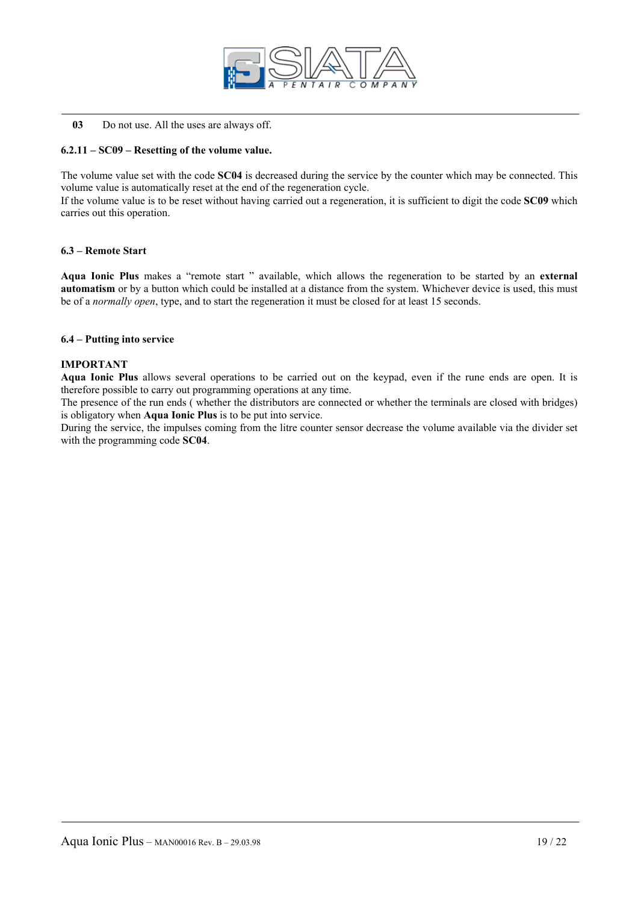**03** Do not use. All the uses are always off.

#### 6.2.11 – SC09 – Resetting of the volume value.

The volume value set with the code **SC04** is decreased during the service by the counter which may be connected. This volume value is automatically reset at the end of the regeneration cycle.
If the volume value is to be reset without having carried out a regeneration, it is sufficient to digit the code **SC09** which carries out this operation.

### 6.3 – Remote Start

**Aqua Ionic Plus** makes a "remote start " available, which allows the regeneration to be started by an **external automatism** or by a button which could be installed at a distance from the system. Whichever device is used, this must be of a *normally open*, type, and to start the regeneration it must be closed for at least 15 seconds.

### 6.4 – Putting into service

**IMPORTANT**
**Aqua Ionic Plus** allows several operations to be carried out on the keypad, even if the rune ends are open. It is therefore possible to carry out programming operations at any time.
The presence of the run ends ( whether the distributors are connected or whether the terminals are closed with bridges) is obligatory when **Aqua Ionic Plus** is to be put into service.
During the service, the impulses coming from the litre counter sensor decrease the volume available via the divider set with the programming code **SC04**.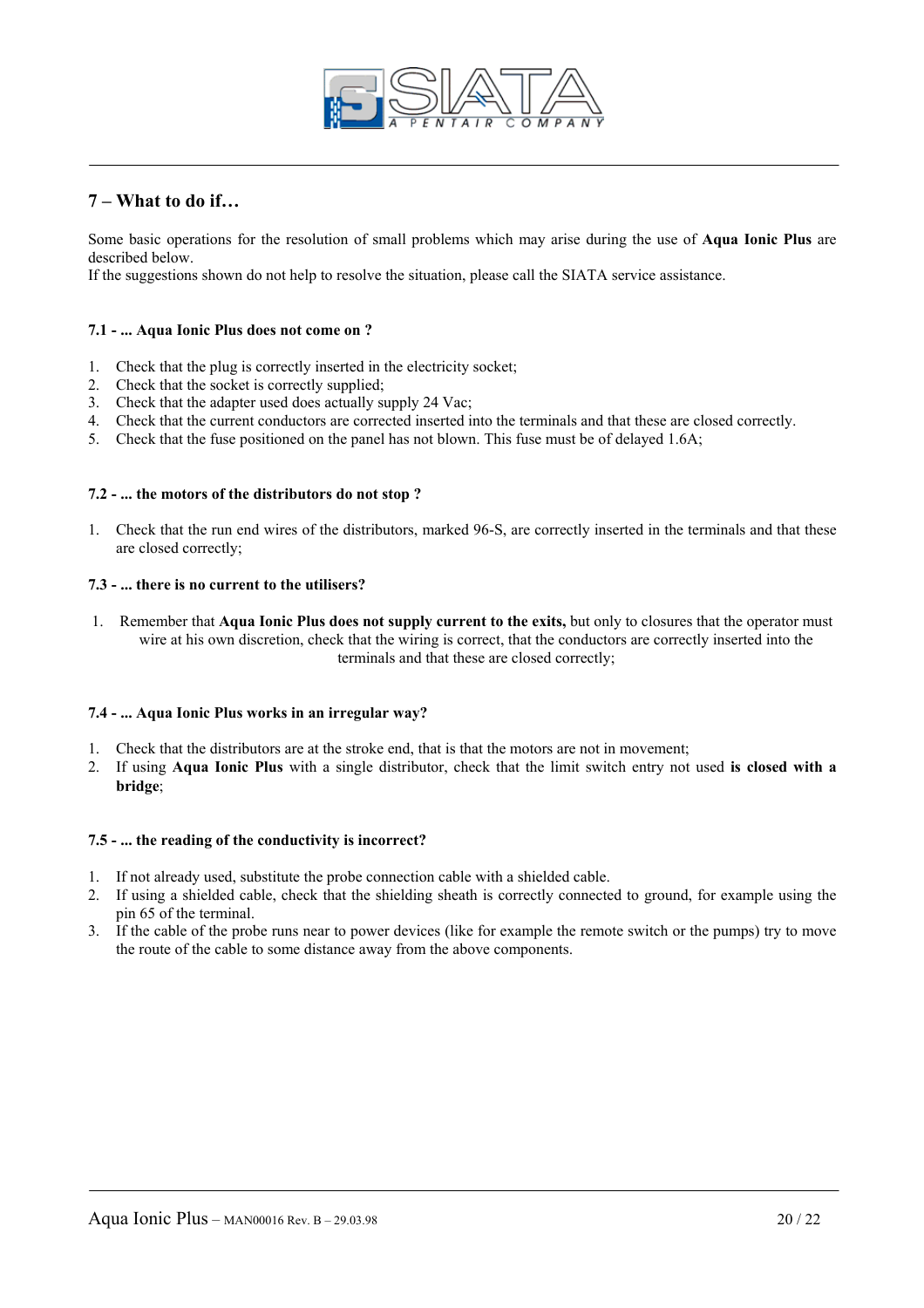## 7 – What to do if…

Some basic operations for the resolution of small problems which may arise during the use of **Aqua Ionic Plus** are described below.
If the suggestions shown do not help to resolve the situation, please call the SIATA service assistance.

### 7.1 - ... Aqua Ionic Plus does not come on ?

1. Check that the plug is correctly inserted in the electricity socket;
2. Check that the socket is correctly supplied;
3. Check that the adapter used does actually supply 24 Vac;
4. Check that the current conductors are corrected inserted into the terminals and that these are closed correctly.
5. Check that the fuse positioned on the panel has not blown. This fuse must be of delayed 1.6A;

### 7.2 - ... the motors of the distributors do not stop ?

1. Check that the run end wires of the distributors, marked 96-S, are correctly inserted in the terminals and that these are closed correctly;

### 7.3 - ... there is no current to the utilisers?

1. Remember that **Aqua Ionic Plus does not supply current to the exits,** but only to closures that the operator must wire at his own discretion, check that the wiring is correct, that the conductors are correctly inserted into the terminals and that these are closed correctly;

### 7.4 - ... Aqua Ionic Plus works in an irregular way?

1. Check that the distributors are at the stroke end, that is that the motors are not in movement;
2. If using **Aqua Ionic Plus** with a single distributor, check that the limit switch entry not used **is closed with a bridge**;

### 7.5 - ... the reading of the conductivity is incorrect?

1. If not already used, substitute the probe connection cable with a shielded cable.
2. If using a shielded cable, check that the shielding sheath is correctly connected to ground, for example using the pin 65 of the terminal.
3. If the cable of the probe runs near to power devices (like for example the remote switch or the pumps) try to move the route of the cable to some distance away from the above components.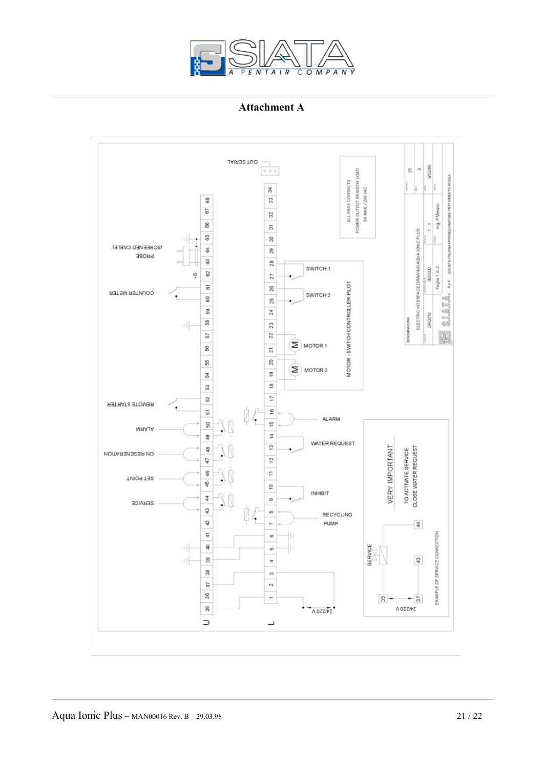## Attachment A

ALL FREE CONTACTS POWER OUTPUT RESISTIV LOAD 5A MAX / 240 VAC

OUT SERIAL

PROBE (SCREENED CABLE)

COUNTER METER

REMOTE STARTER

ALARM

ON REGENERATION

SET POINT

SERVICE

SWITCH 1

SWITCH 2

MOTOR 1

MOTOR 2

MOTOR - SWITCH CONTROLLER PILOT

ALARM

WATER REQUEST

INHIBIT

RECYCLING PUMP

24/220 V

VERY IMPORTANT

TO ACTIVATE SERVICE CLOSE WATER REQUEST

SERVICE

EXAMPLE OF SERVICE CONNECTION

24/220 V

U: 35 36 37 38 39 40 41 42 43 44 45 46 47 48 49 50 51 52 53 54 55 56 57 58 59 60 61 62 63 64 65 66 67 68

L: 1 2 3 4 5 6 7 8 9 10 11 12 13 14 15 16 17 18 19 20 21 22 23 24 25 26 27 28 29 30 31 32 33 34

| DENOMINAZIONE | ELECTRIC INTERFACE DRAWING AQUA IONIC PLUS | | |
|---|---|---|---|
| CODICE | DA0016 | SOSTITUISCE 000000 | SCALA 1:1 | DATA 8/02/95 |
| | Foglio 1 di 2 | FIRMA Ing. P.Meazzi | VISTO |
| GRUPPO 25 | REV. A | | |

S.I.A.T.A. S.p.A. SOCIETA ITALIANA APPARECCHIATURE TRATTAMENTO ACQUA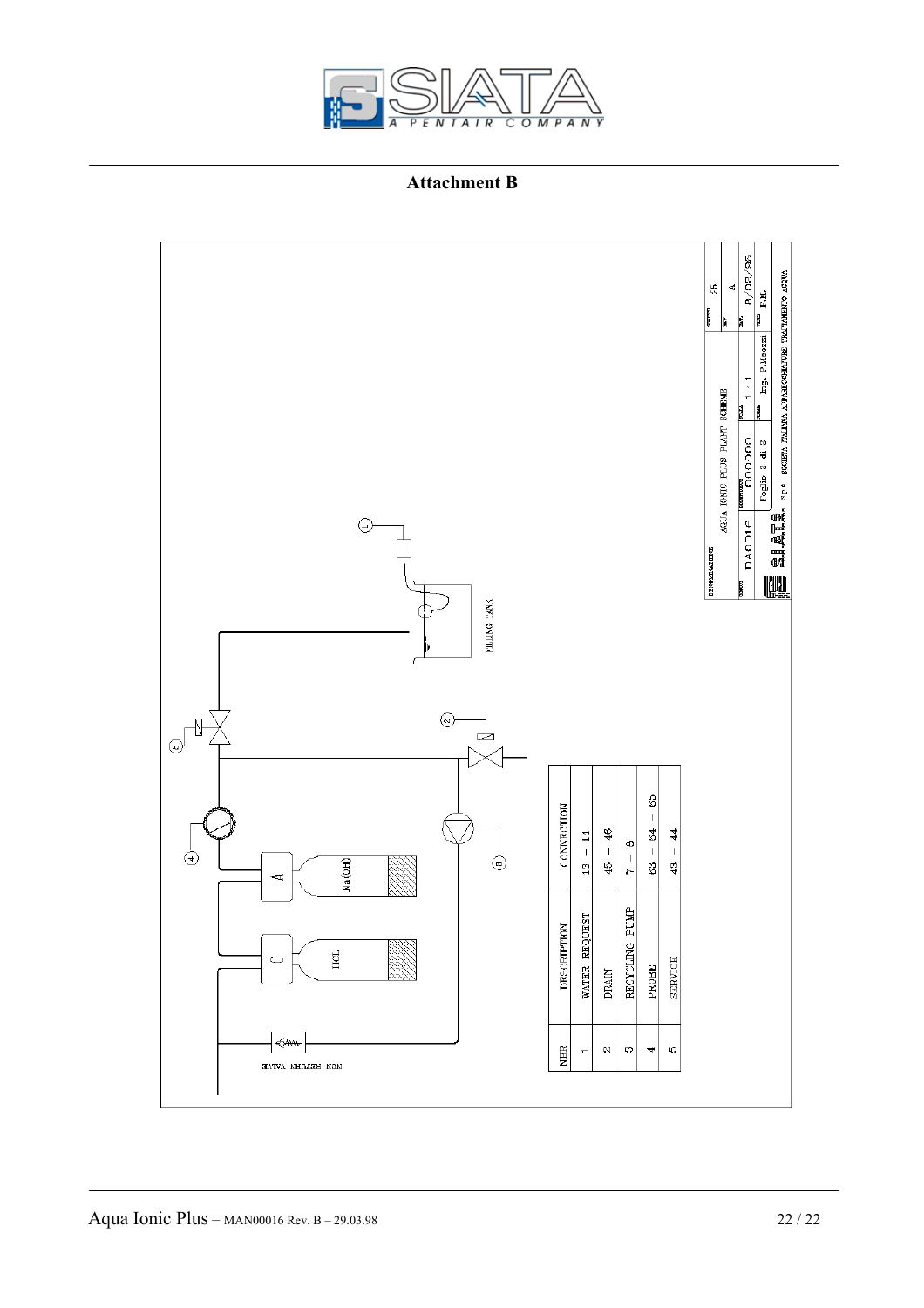# Attachment B

FILLING TANK

NON RETURN VALVE

A

Na(OH)

C

HCL

| NBR | DESCRIPTION | CONNECTION |
|---|---|---|
| 1 | WATER REQUEST | 13 – 14 |
| 2 | DRAIN | 45 – 46 |
| 3 | RECYCLING PUMP | 7 – 8 |
| 4 | PROBE | 63 – 64 – 65 |
| 5 | SERVICE | 43 – 44 |

AQUA IONIC PLUS PLANT SCHEME

DA0016

000000

Foglio 2 di 2

1 : 1

Ing. P.Mcozzi

8/02/96

P.M.

A

25

SIATA S.p.A. SOCIETA' ITALIANA APPARECCHIATURE TRATTAMENTO ACQUA